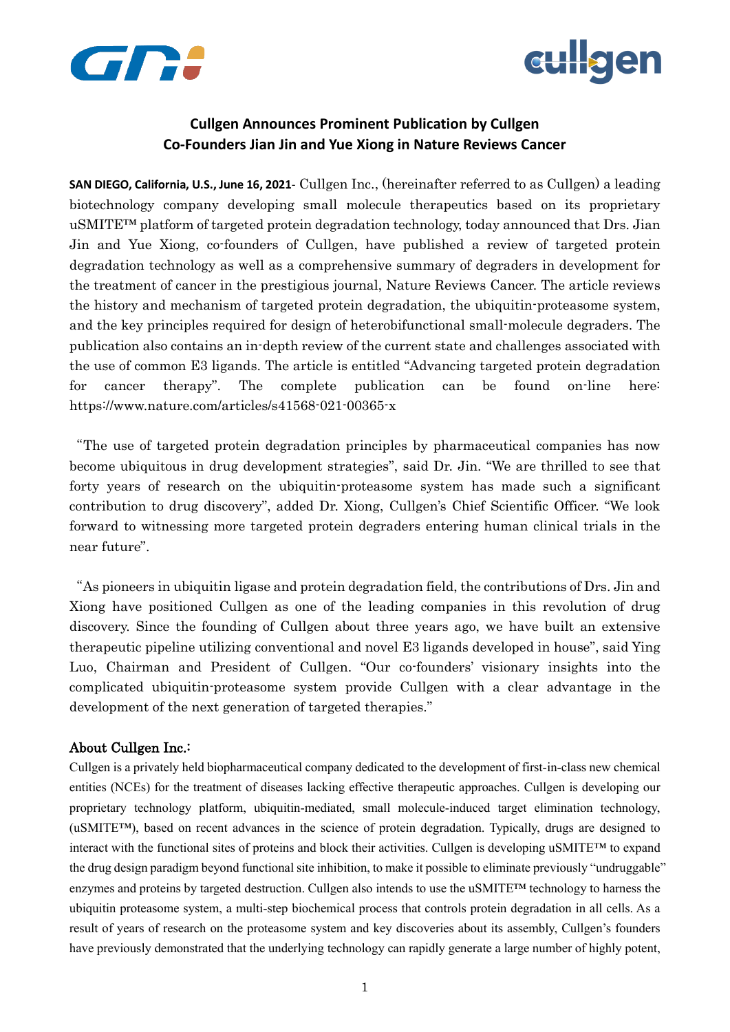# Cullgen Announces Prominent Publication by Cullgen Co-Founders Jian Jin and Yue Xiong in Nature Reviews Cancer

**SAN DIEGO, California, U.S., June 16, 2021**- Cullgen Inc., (hereinafter referred to as Cullgen) a leading biotechnology company developing small molecule therapeutics based on its proprietary uSMITE™ platform of targeted protein degradation technology, today announced that Drs. Jian Jin and Yue Xiong, co-founders of Cullgen, have published a review of targeted protein degradation technology as well as a comprehensive summary of degraders in development for the treatment of cancer in the prestigious journal, Nature Reviews Cancer. The article reviews the history and mechanism of targeted protein degradation, the ubiquitin-proteasome system, and the key principles required for design of heterobifunctional small-molecule degraders. The publication also contains an in-depth review of the current state and challenges associated with the use of common E3 ligands. The article is entitled "Advancing targeted protein degradation for cancer therapy". The complete publication can be found on-line here: https://www.nature.com/articles/s41568-021-00365-x

"The use of targeted protein degradation principles by pharmaceutical companies has now become ubiquitous in drug development strategies", said Dr. Jin. "We are thrilled to see that forty years of research on the ubiquitin-proteasome system has made such a significant contribution to drug discovery", added Dr. Xiong, Cullgen's Chief Scientific Officer. "We look forward to witnessing more targeted protein degraders entering human clinical trials in the near future".

"As pioneers in ubiquitin ligase and protein degradation field, the contributions of Drs. Jin and Xiong have positioned Cullgen as one of the leading companies in this revolution of drug discovery. Since the founding of Cullgen about three years ago, we have built an extensive therapeutic pipeline utilizing conventional and novel E3 ligands developed in house", said Ying Luo, Chairman and President of Cullgen. "Our co-founders' visionary insights into the complicated ubiquitin-proteasome system provide Cullgen with a clear advantage in the development of the next generation of targeted therapies."

## About Cullgen Inc.:

Cullgen is a privately held biopharmaceutical company dedicated to the development of first-in-class new chemical entities (NCEs) for the treatment of diseases lacking effective therapeutic approaches. Cullgen is developing our proprietary technology platform, ubiquitin-mediated, small molecule-induced target elimination technology, (uSMITE™), based on recent advances in the science of protein degradation. Typically, drugs are designed to interact with the functional sites of proteins and block their activities. Cullgen is developing uSMITE™ to expand the drug design paradigm beyond functional site inhibition, to make it possible to eliminate previously "undruggable" enzymes and proteins by targeted destruction. Cullgen also intends to use the uSMITE™ technology to harness the ubiquitin proteasome system, a multi-step biochemical process that controls protein degradation in all cells. As a result of years of research on the proteasome system and key discoveries about its assembly, Cullgen's founders have previously demonstrated that the underlying technology can rapidly generate a large number of highly potent,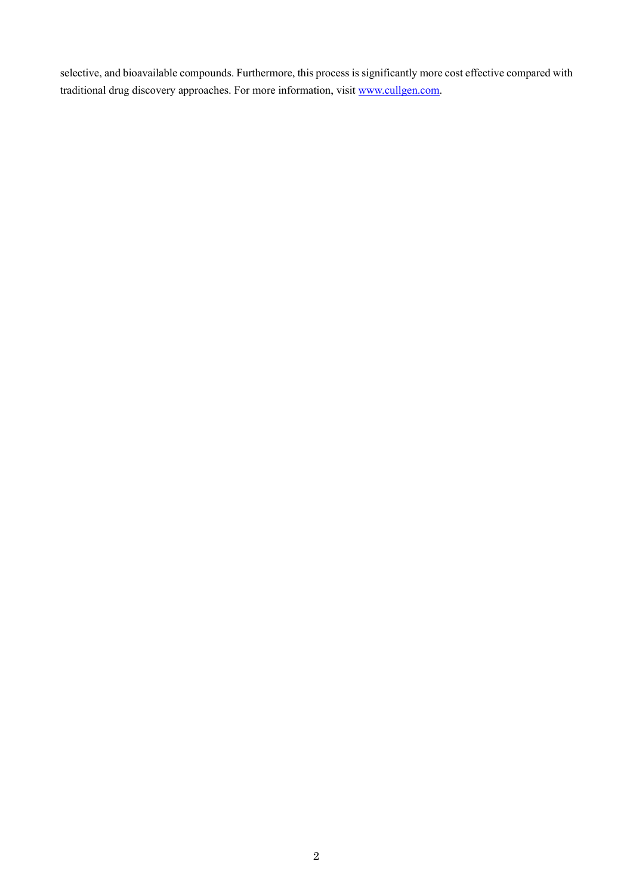selective, and bioavailable compounds. Furthermore, this process is significantly more cost effective compared with traditional drug discovery approaches. For more information, visit www.cullgen.com.